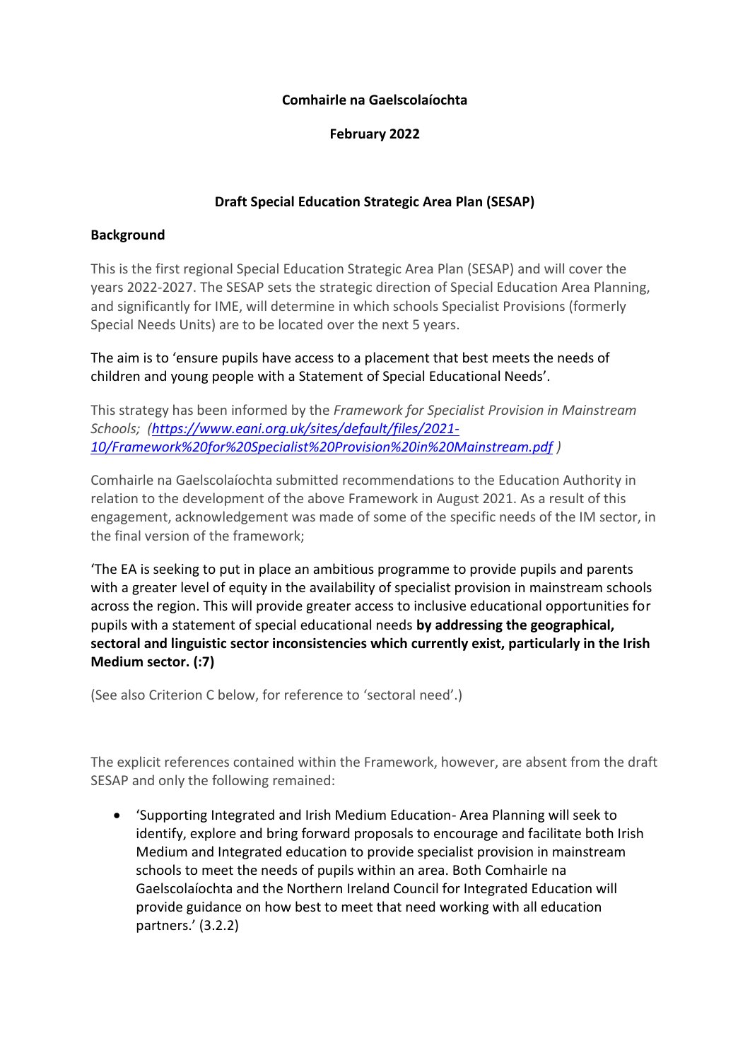**Comhairle na Gaelscolaíochta**

**February 2022**

**Draft Special Education Strategic Area Plan (SESAP)**

**Background**

This is the first regional Special Education Strategic Area Plan (SESAP) and will cover the years 2022-2027. The SESAP sets the strategic direction of Special Education Area Planning, and significantly for IME, will determine in which schools Specialist Provisions (formerly Special Needs Units) are to be located over the next 5 years.

The aim is to 'ensure pupils have access to a placement that best meets the needs of children and young people with a Statement of Special Educational Needs'.

This strategy has been informed by the *Framework for Specialist Provision in Mainstream Schools; ([https://www.eani.org.uk/sites/default/files/2021-10/Framework%20for%20Specialist%20Provision%20in%20Mainstream.pdf](https://www.eani.org.uk/sites/default/files/2021-10/Framework%20for%20Specialist%20Provision%20in%20Mainstream.pdf) )*

Comhairle na Gaelscolaíochta submitted recommendations to the Education Authority in relation to the development of the above Framework in August 2021. As a result of this engagement, acknowledgement was made of some of the specific needs of the IM sector, in the final version of the framework;

'The EA is seeking to put in place an ambitious programme to provide pupils and parents with a greater level of equity in the availability of specialist provision in mainstream schools across the region. This will provide greater access to inclusive educational opportunities for pupils with a statement of special educational needs **by addressing the geographical, sectoral and linguistic sector inconsistencies which currently exist, particularly in the Irish Medium sector. (:7)**

(See also Criterion C below, for reference to 'sectoral need'.)

The explicit references contained within the Framework, however, are absent from the draft SESAP and only the following remained:

- 'Supporting Integrated and Irish Medium Education- Area Planning will seek to identify, explore and bring forward proposals to encourage and facilitate both Irish Medium and Integrated education to provide specialist provision in mainstream schools to meet the needs of pupils within an area. Both Comhairle na Gaelscolaíochta and the Northern Ireland Council for Integrated Education will provide guidance on how best to meet that need working with all education partners.' (3.2.2)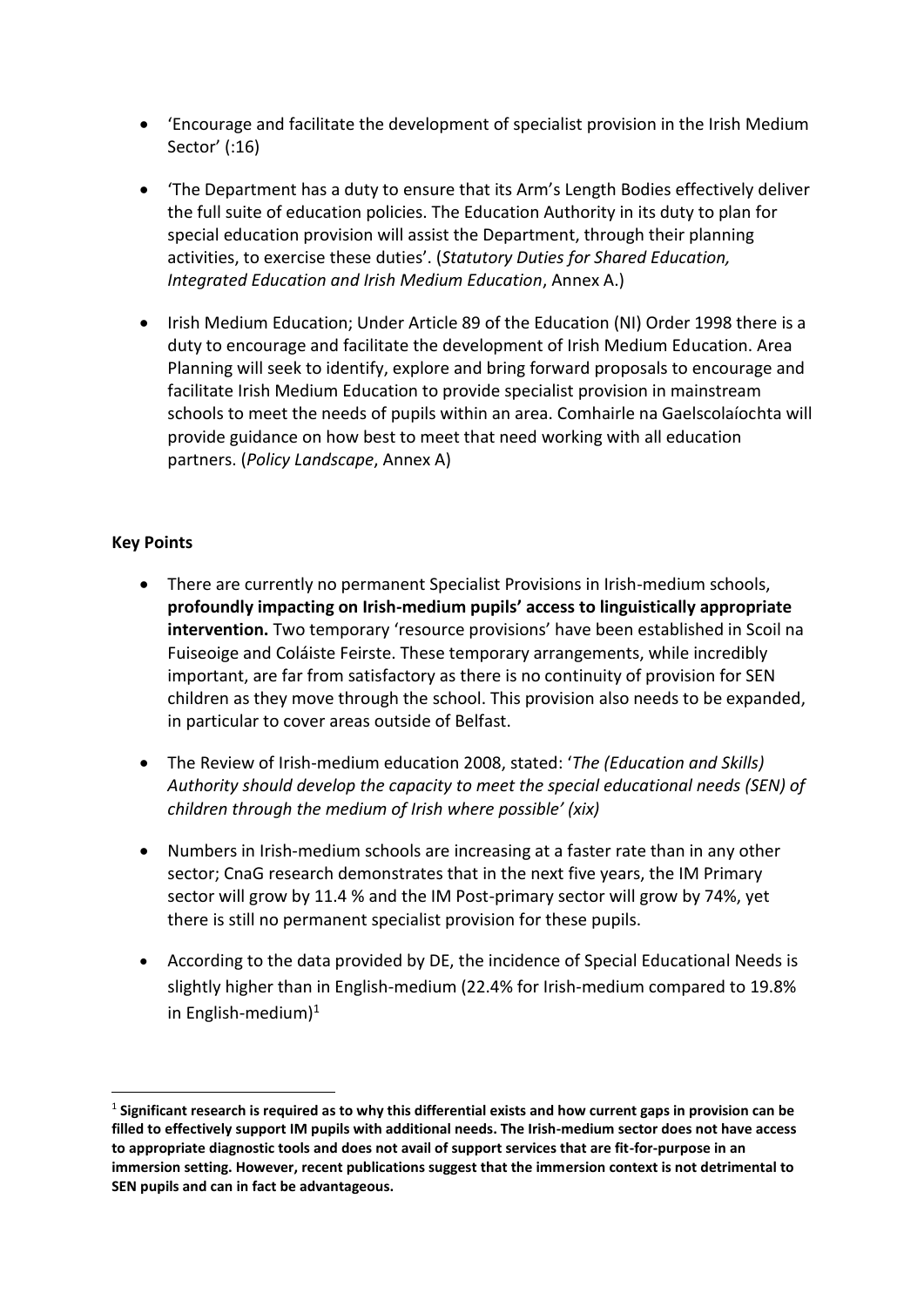- 'Encourage and facilitate the development of specialist provision in the Irish Medium Sector' (:16)

- 'The Department has a duty to ensure that its Arm's Length Bodies effectively deliver the full suite of education policies. The Education Authority in its duty to plan for special education provision will assist the Department, through their planning activities, to exercise these duties'. (*Statutory Duties for Shared Education, Integrated Education and Irish Medium Education*, Annex A.)

- Irish Medium Education; Under Article 89 of the Education (NI) Order 1998 there is a duty to encourage and facilitate the development of Irish Medium Education. Area Planning will seek to identify, explore and bring forward proposals to encourage and facilitate Irish Medium Education to provide specialist provision in mainstream schools to meet the needs of pupils within an area. Comhairle na Gaelscolaíochta will provide guidance on how best to meet that need working with all education partners. (*Policy Landscape*, Annex A)

**Key Points**

- There are currently no permanent Specialist Provisions in Irish-medium schools, **profoundly impacting on Irish-medium pupils' access to linguistically appropriate intervention.** Two temporary 'resource provisions' have been established in Scoil na Fuiseoige and Coláiste Feirste. These temporary arrangements, while incredibly important, are far from satisfactory as there is no continuity of provision for SEN children as they move through the school. This provision also needs to be expanded, in particular to cover areas outside of Belfast.

- The Review of Irish-medium education 2008, stated: '*The (Education and Skills) Authority should develop the capacity to meet the special educational needs (SEN) of children through the medium of Irish where possible' (xix)*

- Numbers in Irish-medium schools are increasing at a faster rate than in any other sector; CnaG research demonstrates that in the next five years, the IM Primary sector will grow by 11.4 % and the IM Post-primary sector will grow by 74%, yet there is still no permanent specialist provision for these pupils.

- According to the data provided by DE, the incidence of Special Educational Needs is slightly higher than in English-medium (22.4% for Irish-medium compared to 19.8% in English-medium)[1]

[1] **Significant research is required as to why this differential exists and how current gaps in provision can be filled to effectively support IM pupils with additional needs. The Irish-medium sector does not have access to appropriate diagnostic tools and does not avail of support services that are fit-for-purpose in an immersion setting. However, recent publications suggest that the immersion context is not detrimental to SEN pupils and can in fact be advantageous.**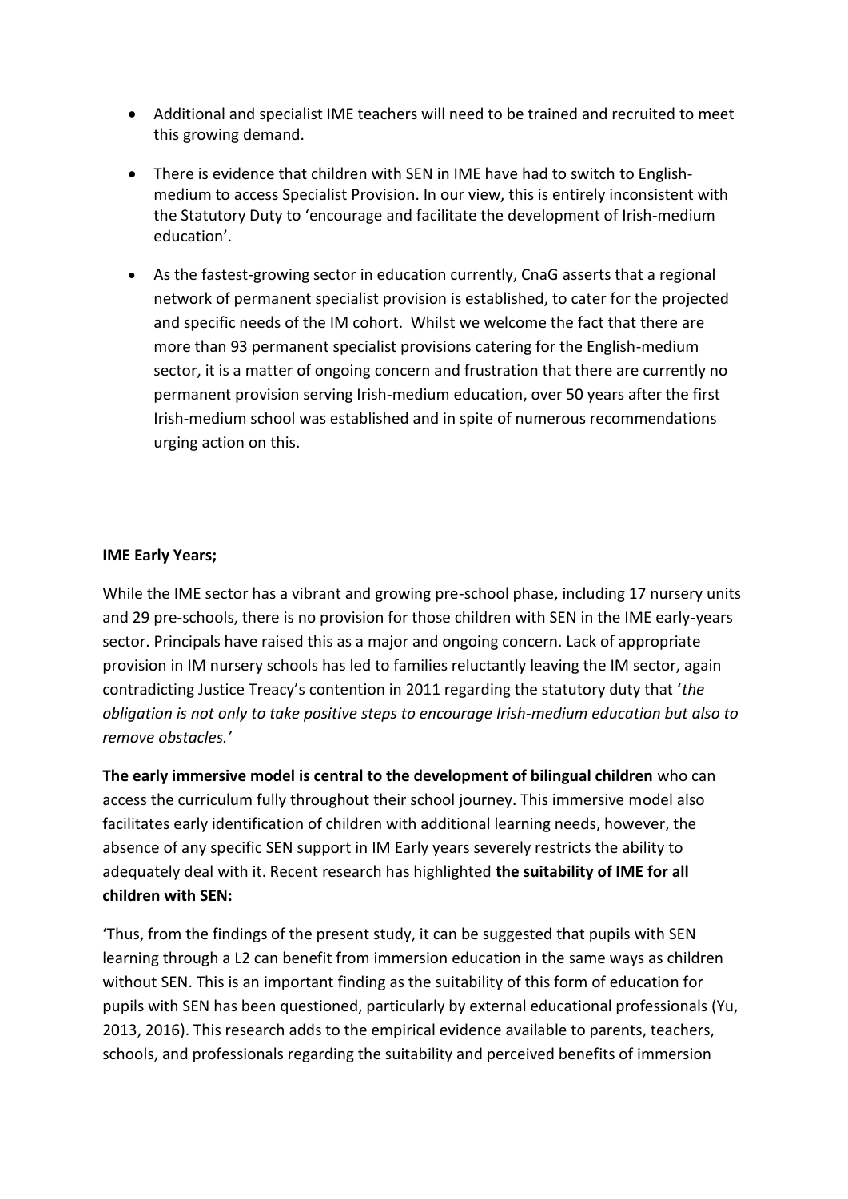- Additional and specialist IME teachers will need to be trained and recruited to meet this growing demand.
- There is evidence that children with SEN in IME have had to switch to English-medium to access Specialist Provision. In our view, this is entirely inconsistent with the Statutory Duty to 'encourage and facilitate the development of Irish-medium education'.
- As the fastest-growing sector in education currently, CnaG asserts that a regional network of permanent specialist provision is established, to cater for the projected and specific needs of the IM cohort. Whilst we welcome the fact that there are more than 93 permanent specialist provisions catering for the English-medium sector, it is a matter of ongoing concern and frustration that there are currently no permanent provision serving Irish-medium education, over 50 years after the first Irish-medium school was established and in spite of numerous recommendations urging action on this.

**IME Early Years;**

While the IME sector has a vibrant and growing pre-school phase, including 17 nursery units and 29 pre-schools, there is no provision for those children with SEN in the IME early-years sector. Principals have raised this as a major and ongoing concern. Lack of appropriate provision in IM nursery schools has led to families reluctantly leaving the IM sector, again contradicting Justice Treacy's contention in 2011 regarding the statutory duty that '*the obligation is not only to take positive steps to encourage Irish-medium education but also to remove obstacles.'*

**The early immersive model is central to the development of bilingual children** who can access the curriculum fully throughout their school journey. This immersive model also facilitates early identification of children with additional learning needs, however, the absence of any specific SEN support in IM Early years severely restricts the ability to adequately deal with it. Recent research has highlighted **the suitability of IME for all children with SEN:**

'Thus, from the findings of the present study, it can be suggested that pupils with SEN learning through a L2 can benefit from immersion education in the same ways as children without SEN. This is an important finding as the suitability of this form of education for pupils with SEN has been questioned, particularly by external educational professionals (Yu, 2013, 2016). This research adds to the empirical evidence available to parents, teachers, schools, and professionals regarding the suitability and perceived benefits of immersion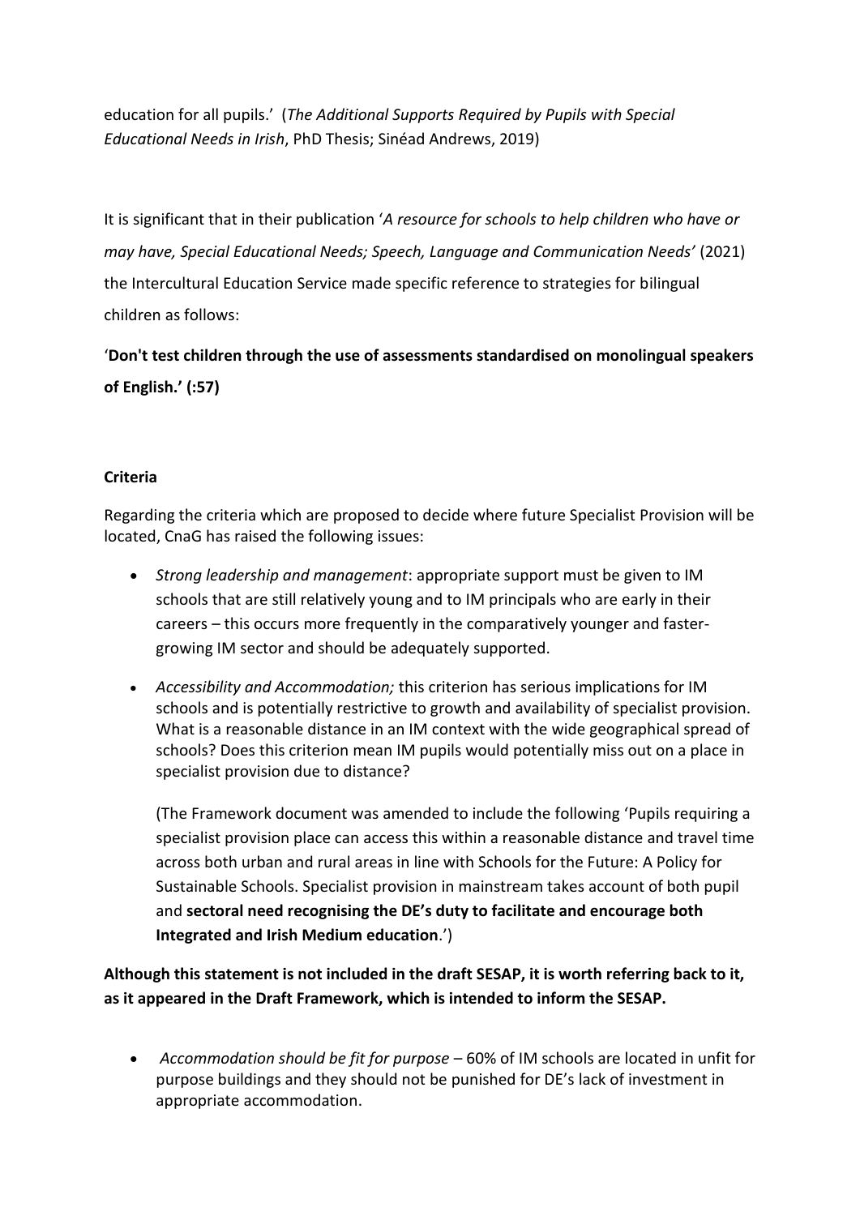education for all pupils.' (*The Additional Supports Required by Pupils with Special Educational Needs in Irish*, PhD Thesis; Sinéad Andrews, 2019)

It is significant that in their publication '*A resource for schools to help children who have or may have, Special Educational Needs; Speech, Language and Communication Needs'* (2021) the Intercultural Education Service made specific reference to strategies for bilingual children as follows:

'**Don't test children through the use of assessments standardised on monolingual speakers of English.' (:57)**

**Criteria**

Regarding the criteria which are proposed to decide where future Specialist Provision will be located, CnaG has raised the following issues:

- *Strong leadership and management*: appropriate support must be given to IM schools that are still relatively young and to IM principals who are early in their careers – this occurs more frequently in the comparatively younger and faster-growing IM sector and should be adequately supported.
- *Accessibility and Accommodation;* this criterion has serious implications for IM schools and is potentially restrictive to growth and availability of specialist provision. What is a reasonable distance in an IM context with the wide geographical spread of schools? Does this criterion mean IM pupils would potentially miss out on a place in specialist provision due to distance?

  (The Framework document was amended to include the following 'Pupils requiring a specialist provision place can access this within a reasonable distance and travel time across both urban and rural areas in line with Schools for the Future: A Policy for Sustainable Schools. Specialist provision in mainstream takes account of both pupil and **sectoral need recognising the DE's duty to facilitate and encourage both Integrated and Irish Medium education**.')

**Although this statement is not included in the draft SESAP, it is worth referring back to it, as it appeared in the Draft Framework, which is intended to inform the SESAP.**

- *Accommodation should be fit for purpose* – 60% of IM schools are located in unfit for purpose buildings and they should not be punished for DE's lack of investment in appropriate accommodation.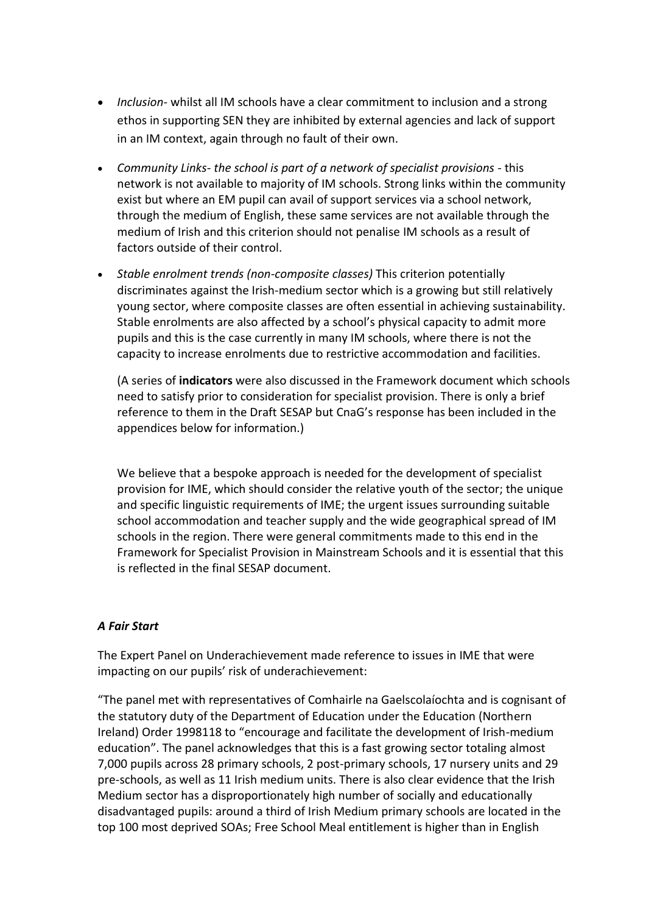- *Inclusion*- whilst all IM schools have a clear commitment to inclusion and a strong ethos in supporting SEN they are inhibited by external agencies and lack of support in an IM context, again through no fault of their own.

- *Community Links- the school is part of a network of specialist provisions* - this network is not available to majority of IM schools. Strong links within the community exist but where an EM pupil can avail of support services via a school network, through the medium of English, these same services are not available through the medium of Irish and this criterion should not penalise IM schools as a result of factors outside of their control.

- *Stable enrolment trends (non-composite classes)* This criterion potentially discriminates against the Irish-medium sector which is a growing but still relatively young sector, where composite classes are often essential in achieving sustainability. Stable enrolments are also affected by a school's physical capacity to admit more pupils and this is the case currently in many IM schools, where there is not the capacity to increase enrolments due to restrictive accommodation and facilities.

  (A series of **indicators** were also discussed in the Framework document which schools need to satisfy prior to consideration for specialist provision. There is only a brief reference to them in the Draft SESAP but CnaG's response has been included in the appendices below for information.)

  We believe that a bespoke approach is needed for the development of specialist provision for IME, which should consider the relative youth of the sector; the unique and specific linguistic requirements of IME; the urgent issues surrounding suitable school accommodation and teacher supply and the wide geographical spread of IM schools in the region. There were general commitments made to this end in the Framework for Specialist Provision in Mainstream Schools and it is essential that this is reflected in the final SESAP document.

### *A Fair Start*

The Expert Panel on Underachievement made reference to issues in IME that were impacting on our pupils' risk of underachievement:

"The panel met with representatives of Comhairle na Gaelscolaíochta and is cognisant of the statutory duty of the Department of Education under the Education (Northern Ireland) Order 1998118 to "encourage and facilitate the development of Irish-medium education". The panel acknowledges that this is a fast growing sector totaling almost 7,000 pupils across 28 primary schools, 2 post-primary schools, 17 nursery units and 29 pre-schools, as well as 11 Irish medium units. There is also clear evidence that the Irish Medium sector has a disproportionately high number of socially and educationally disadvantaged pupils: around a third of Irish Medium primary schools are located in the top 100 most deprived SOAs; Free School Meal entitlement is higher than in English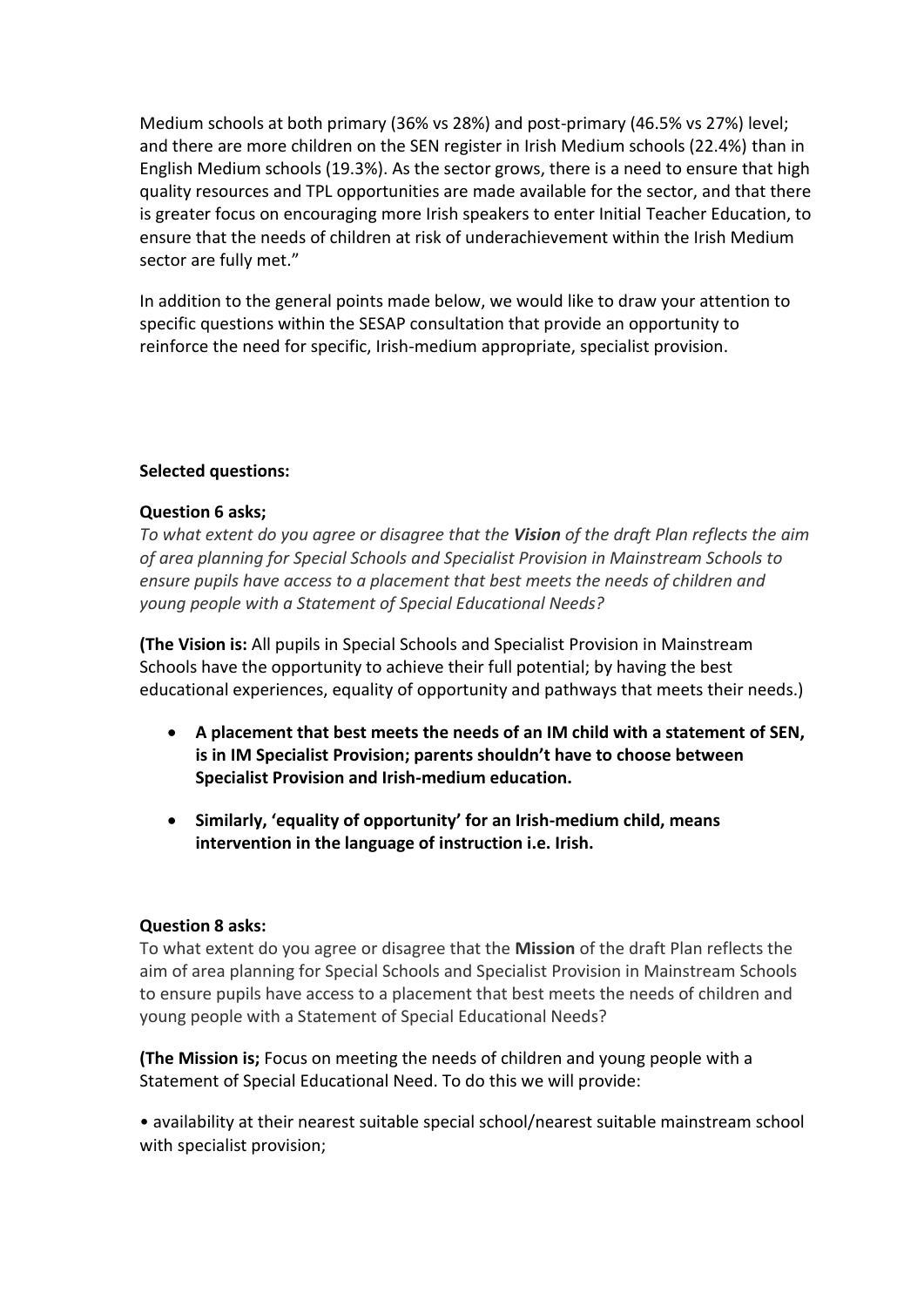Medium schools at both primary (36% vs 28%) and post-primary (46.5% vs 27%) level; and there are more children on the SEN register in Irish Medium schools (22.4%) than in English Medium schools (19.3%). As the sector grows, there is a need to ensure that high quality resources and TPL opportunities are made available for the sector, and that there is greater focus on encouraging more Irish speakers to enter Initial Teacher Education, to ensure that the needs of children at risk of underachievement within the Irish Medium sector are fully met."

In addition to the general points made below, we would like to draw your attention to specific questions within the SESAP consultation that provide an opportunity to reinforce the need for specific, Irish-medium appropriate, specialist provision.

**Selected questions:**

**Question 6 asks;**

*To what extent do you agree or disagree that the **Vision** of the draft Plan reflects the aim of area planning for Special Schools and Specialist Provision in Mainstream Schools to ensure pupils have access to a placement that best meets the needs of children and young people with a Statement of Special Educational Needs?*

**(The Vision is:** All pupils in Special Schools and Specialist Provision in Mainstream Schools have the opportunity to achieve their full potential; by having the best educational experiences, equality of opportunity and pathways that meets their needs.)

- **A placement that best meets the needs of an IM child with a statement of SEN, is in IM Specialist Provision; parents shouldn't have to choose between Specialist Provision and Irish-medium education.**
- **Similarly, 'equality of opportunity' for an Irish-medium child, means intervention in the language of instruction i.e. Irish.**

**Question 8 asks:**

To what extent do you agree or disagree that the **Mission** of the draft Plan reflects the aim of area planning for Special Schools and Specialist Provision in Mainstream Schools to ensure pupils have access to a placement that best meets the needs of children and young people with a Statement of Special Educational Needs?

**(The Mission is;** Focus on meeting the needs of children and young people with a Statement of Special Educational Need. To do this we will provide:

- availability at their nearest suitable special school/nearest suitable mainstream school with specialist provision;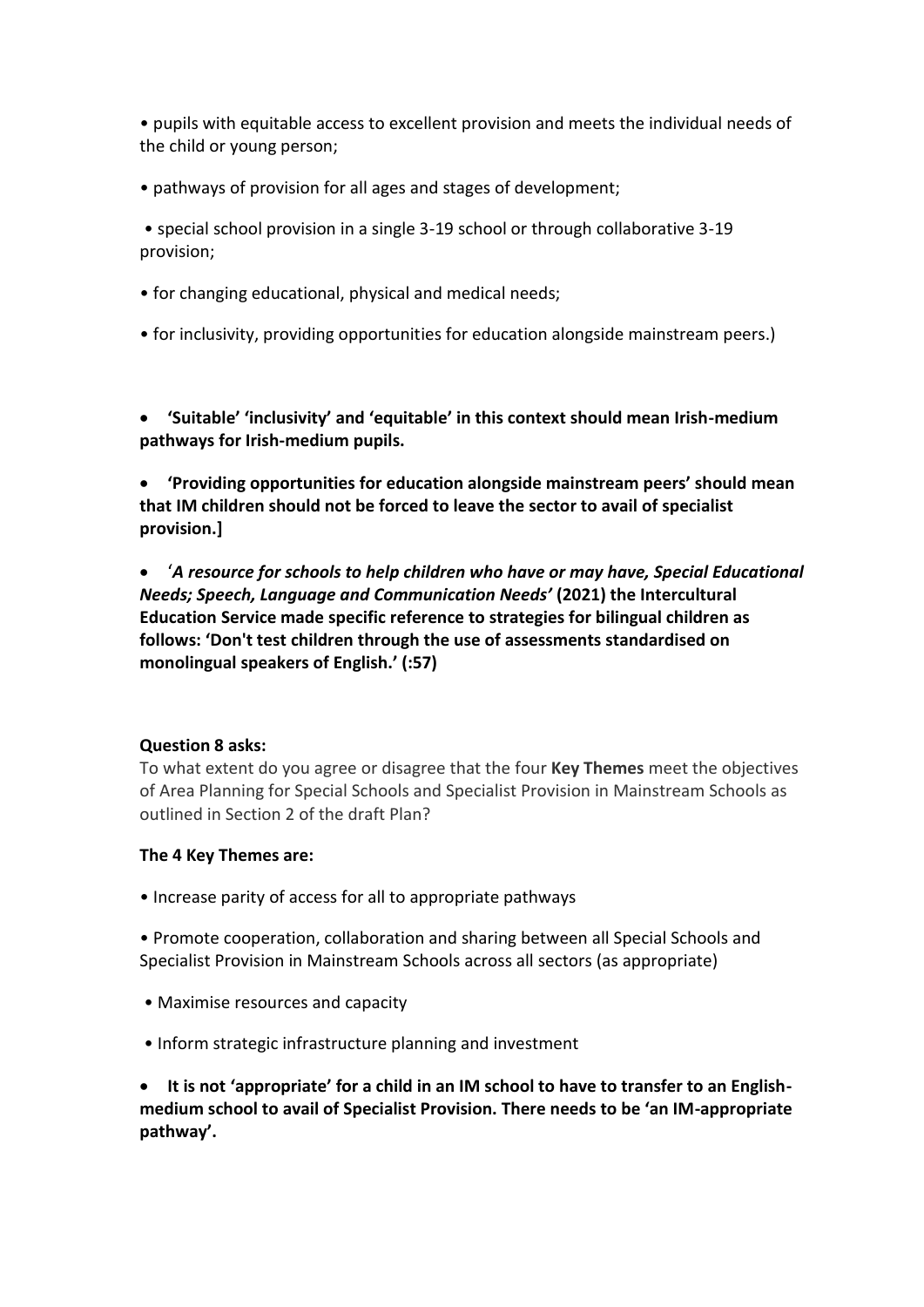- pupils with equitable access to excellent provision and meets the individual needs of the child or young person;
- pathways of provision for all ages and stages of development;
- special school provision in a single 3-19 school or through collaborative 3-19 provision;
- for changing educational, physical and medical needs;
- for inclusivity, providing opportunities for education alongside mainstream peers.)

- **'Suitable' 'inclusivity' and 'equitable' in this context should mean Irish-medium pathways for Irish-medium pupils.**
- **'Providing opportunities for education alongside mainstream peers' should mean that IM children should not be forced to leave the sector to avail of specialist provision.]**
- **'*A resource for schools to help children who have or may have, Special Educational Needs; Speech, Language and Communication Needs'* (2021) the Intercultural Education Service made specific reference to strategies for bilingual children as follows: 'Don't test children through the use of assessments standardised on monolingual speakers of English.' (:57)**

**Question 8 asks:**

To what extent do you agree or disagree that the four **Key Themes** meet the objectives of Area Planning for Special Schools and Specialist Provision in Mainstream Schools as outlined in Section 2 of the draft Plan?

**The 4 Key Themes are:**

- Increase parity of access for all to appropriate pathways
- Promote cooperation, collaboration and sharing between all Special Schools and Specialist Provision in Mainstream Schools across all sectors (as appropriate)
- Maximise resources and capacity
- Inform strategic infrastructure planning and investment

- **It is not 'appropriate' for a child in an IM school to have to transfer to an English-medium school to avail of Specialist Provision. There needs to be 'an IM-appropriate pathway'.**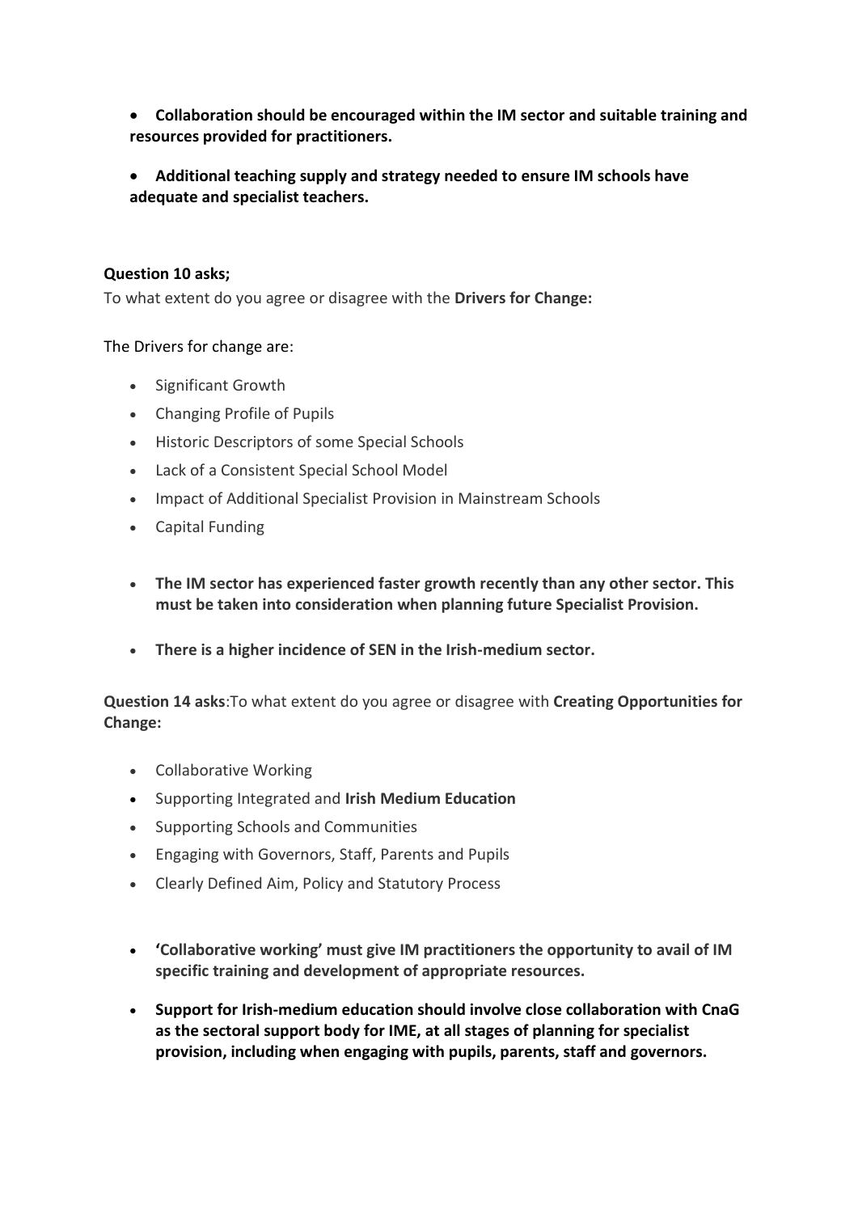- **Collaboration should be encouraged within the IM sector and suitable training and resources provided for practitioners.**

- **Additional teaching supply and strategy needed to ensure IM schools have adequate and specialist teachers.**

**Question 10 asks;**

To what extent do you agree or disagree with the **Drivers for Change:**

The Drivers for change are:

- Significant Growth
- Changing Profile of Pupils
- Historic Descriptors of some Special Schools
- Lack of a Consistent Special School Model
- Impact of Additional Specialist Provision in Mainstream Schools
- Capital Funding

- **The IM sector has experienced faster growth recently than any other sector. This must be taken into consideration when planning future Specialist Provision.**

- **There is a higher incidence of SEN in the Irish-medium sector.**

**Question 14 asks**:To what extent do you agree or disagree with **Creating Opportunities for Change:**

- Collaborative Working
- Supporting Integrated and **Irish Medium Education**
- Supporting Schools and Communities
- Engaging with Governors, Staff, Parents and Pupils
- Clearly Defined Aim, Policy and Statutory Process

- **'Collaborative working' must give IM practitioners the opportunity to avail of IM specific training and development of appropriate resources.**

- **Support for Irish-medium education should involve close collaboration with CnaG as the sectoral support body for IME, at all stages of planning for specialist provision, including when engaging with pupils, parents, staff and governors.**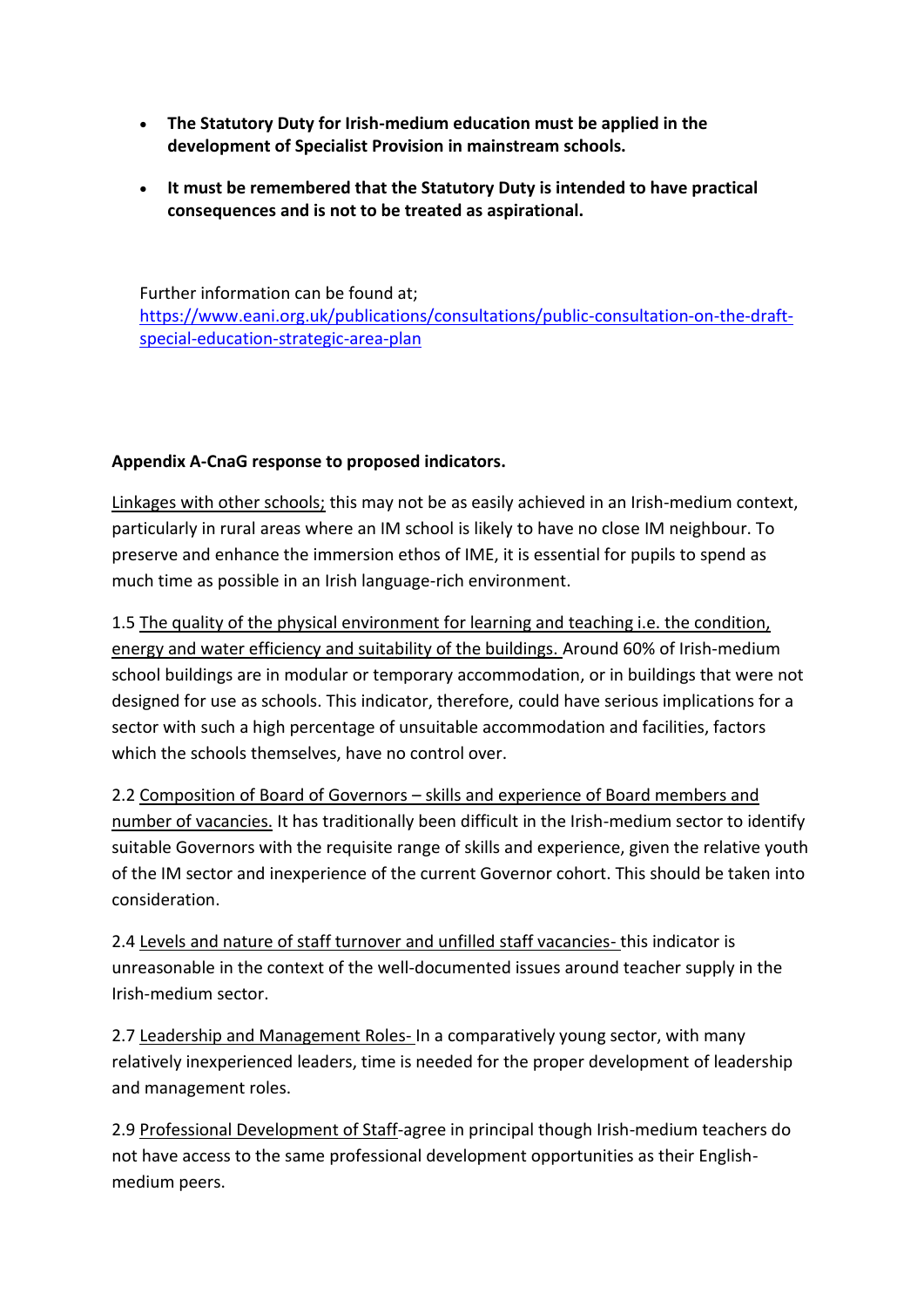- **The Statutory Duty for Irish-medium education must be applied in the development of Specialist Provision in mainstream schools.**
- **It must be remembered that the Statutory Duty is intended to have practical consequences and is not to be treated as aspirational.**

Further information can be found at; [https://www.eani.org.uk/publications/consultations/public-consultation-on-the-draft-special-education-strategic-area-plan](https://www.eani.org.uk/publications/consultations/public-consultation-on-the-draft-special-education-strategic-area-plan)

**Appendix A-CnaG response to proposed indicators.**

<u>Linkages with other schools;</u> this may not be as easily achieved in an Irish-medium context, particularly in rural areas where an IM school is likely to have no close IM neighbour. To preserve and enhance the immersion ethos of IME, it is essential for pupils to spend as much time as possible in an Irish language-rich environment.

1.5 <u>The quality of the physical environment for learning and teaching i.e. the condition, energy and water efficiency and suitability of the buildings.</u> Around 60% of Irish-medium school buildings are in modular or temporary accommodation, or in buildings that were not designed for use as schools. This indicator, therefore, could have serious implications for a sector with such a high percentage of unsuitable accommodation and facilities, factors which the schools themselves, have no control over.

2.2 <u>Composition of Board of Governors – skills and experience of Board members and number of vacancies.</u> It has traditionally been difficult in the Irish-medium sector to identify suitable Governors with the requisite range of skills and experience, given the relative youth of the IM sector and inexperience of the current Governor cohort. This should be taken into consideration.

2.4 <u>Levels and nature of staff turnover and unfilled staff vacancies-</u> this indicator is unreasonable in the context of the well-documented issues around teacher supply in the Irish-medium sector.

2.7 <u>Leadership and Management Roles-</u> In a comparatively young sector, with many relatively inexperienced leaders, time is needed for the proper development of leadership and management roles.

2.9 <u>Professional Development of Staff</u>-agree in principal though Irish-medium teachers do not have access to the same professional development opportunities as their English-medium peers.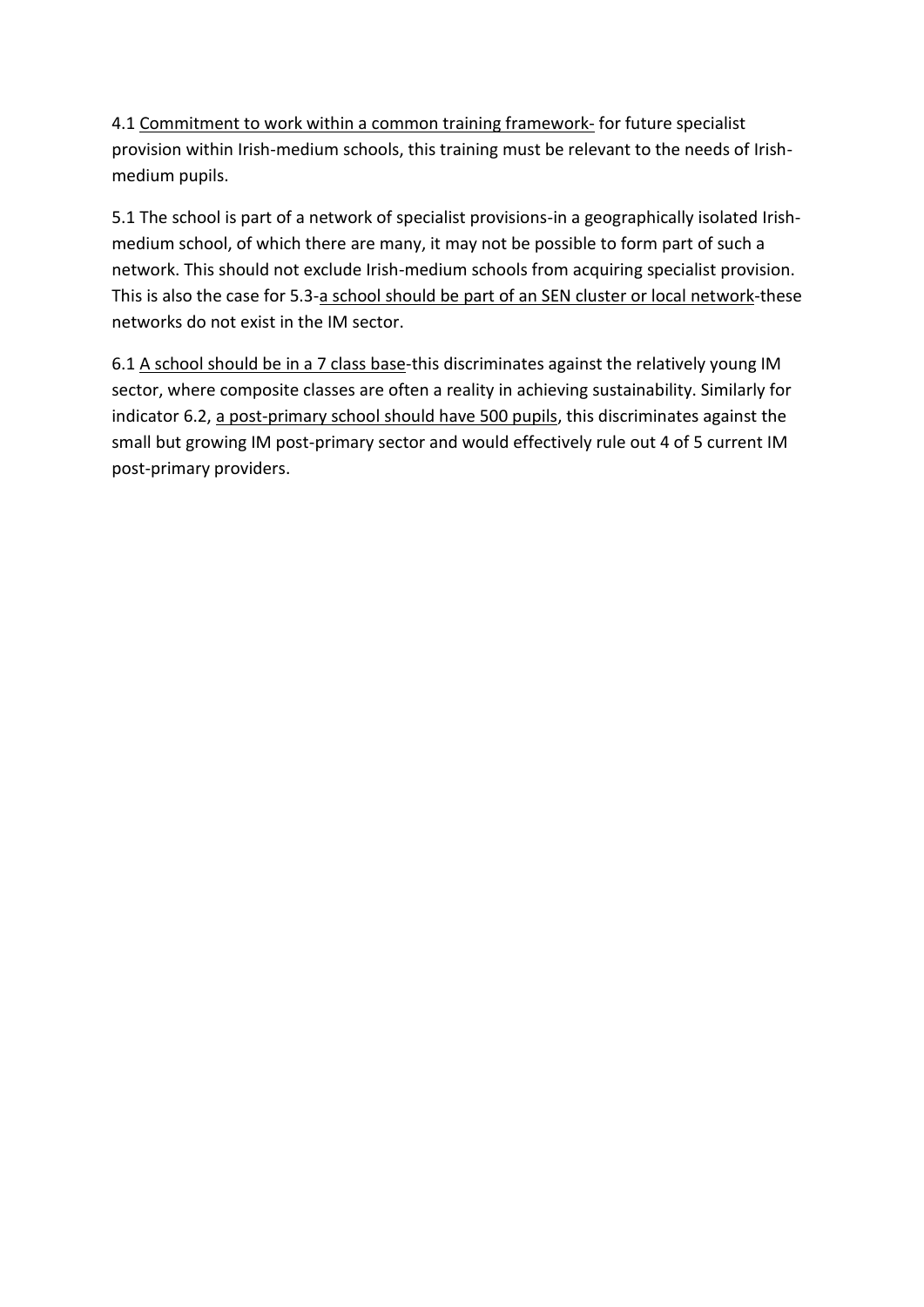4.1 <u>Commitment to work within a common training framework-</u> for future specialist provision within Irish-medium schools, this training must be relevant to the needs of Irish-medium pupils.

5.1 The school is part of a network of specialist provisions-in a geographically isolated Irish-medium school, of which there are many, it may not be possible to form part of such a network. This should not exclude Irish-medium schools from acquiring specialist provision. This is also the case for 5.3-<u>a school should be part of an SEN cluster or local network</u>-these networks do not exist in the IM sector.

6.1 <u>A school should be in a 7 class base</u>-this discriminates against the relatively young IM sector, where composite classes are often a reality in achieving sustainability. Similarly for indicator 6.2, <u>a post-primary school should have 500 pupils</u>, this discriminates against the small but growing IM post-primary sector and would effectively rule out 4 of 5 current IM post-primary providers.